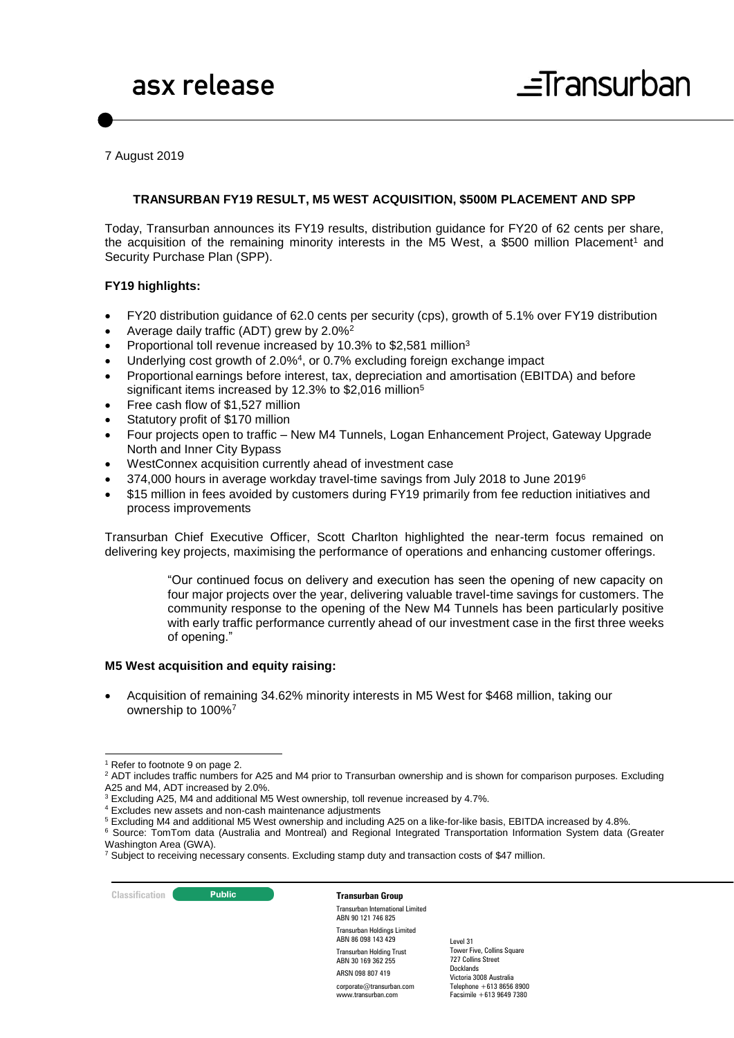# asx release

7 August 2019

## TRANSURBAN FY19 RESULT, M5 WEST ACQUISITION, $500M PLACEMENT AND SPP

Today, Transurban announces its FY19 results, distribution guidance for FY20 of 62 cents per share, the acquisition of the remaining minority interests in the M5 West, a $500 million Placement[1] and Security Purchase Plan (SPP).

### FY19 highlights:

- FY20 distribution guidance of 62.0 cents per security (cps), growth of 5.1% over FY19 distribution
- Average daily traffic (ADT) grew by 2.0%[2]
- Proportional toll revenue increased by 10.3% to $2,581 million[3]
- Underlying cost growth of 2.0%[4], or 0.7% excluding foreign exchange impact
- Proportional earnings before interest, tax, depreciation and amortisation (EBITDA) and before significant items increased by 12.3% to $2,016 million[5]
- Free cash flow of $1,527 million
- Statutory profit of $170 million
- Four projects open to traffic – New M4 Tunnels, Logan Enhancement Project, Gateway Upgrade North and Inner City Bypass
- WestConnex acquisition currently ahead of investment case
- 374,000 hours in average workday travel-time savings from July 2018 to June 2019[6]
- $15 million in fees avoided by customers during FY19 primarily from fee reduction initiatives and process improvements

Transurban Chief Executive Officer, Scott Charlton highlighted the near-term focus remained on delivering key projects, maximising the performance of operations and enhancing customer offerings.

> "Our continued focus on delivery and execution has seen the opening of new capacity on four major projects over the year, delivering valuable travel-time savings for customers. The community response to the opening of the New M4 Tunnels has been particularly positive with early traffic performance currently ahead of our investment case in the first three weeks of opening."

### M5 West acquisition and equity raising:

- Acquisition of remaining 34.62% minority interests in M5 West for $468 million, taking our ownership to 100%[7]

---

[1] Refer to footnote 9 on page 2.

[2] ADT includes traffic numbers for A25 and M4 prior to Transurban ownership and is shown for comparison purposes. Excluding A25 and M4, ADT increased by 2.0%.

[3] Excluding A25, M4 and additional M5 West ownership, toll revenue increased by 4.7%.

[4] Excludes new assets and non-cash maintenance adjustments

[5] Excluding M4 and additional M5 West ownership and including A25 on a like-for-like basis, EBITDA increased by 4.8%.

[6] Source: TomTom data (Australia and Montreal) and Regional Integrated Transportation Information System data (Greater Washington Area (GWA).

[7] Subject to receiving necessary consents. Excluding stamp duty and transaction costs of $47 million.

Classification: Public

**Transurban Group**

Transurban International Limited
ABN 90 121 746 825

Transurban Holdings Limited
ABN 86 098 143 429

Transurban Holding Trust
ABN 30 169 362 255

ARSN 098 807 419

corporate@transurban.com
www.transurban.com

Level 31
Tower Five, Collins Square
727 Collins Street
Docklands
Victoria 3008 Australia
Telephone +613 8656 8900
Facsimile +613 9649 7380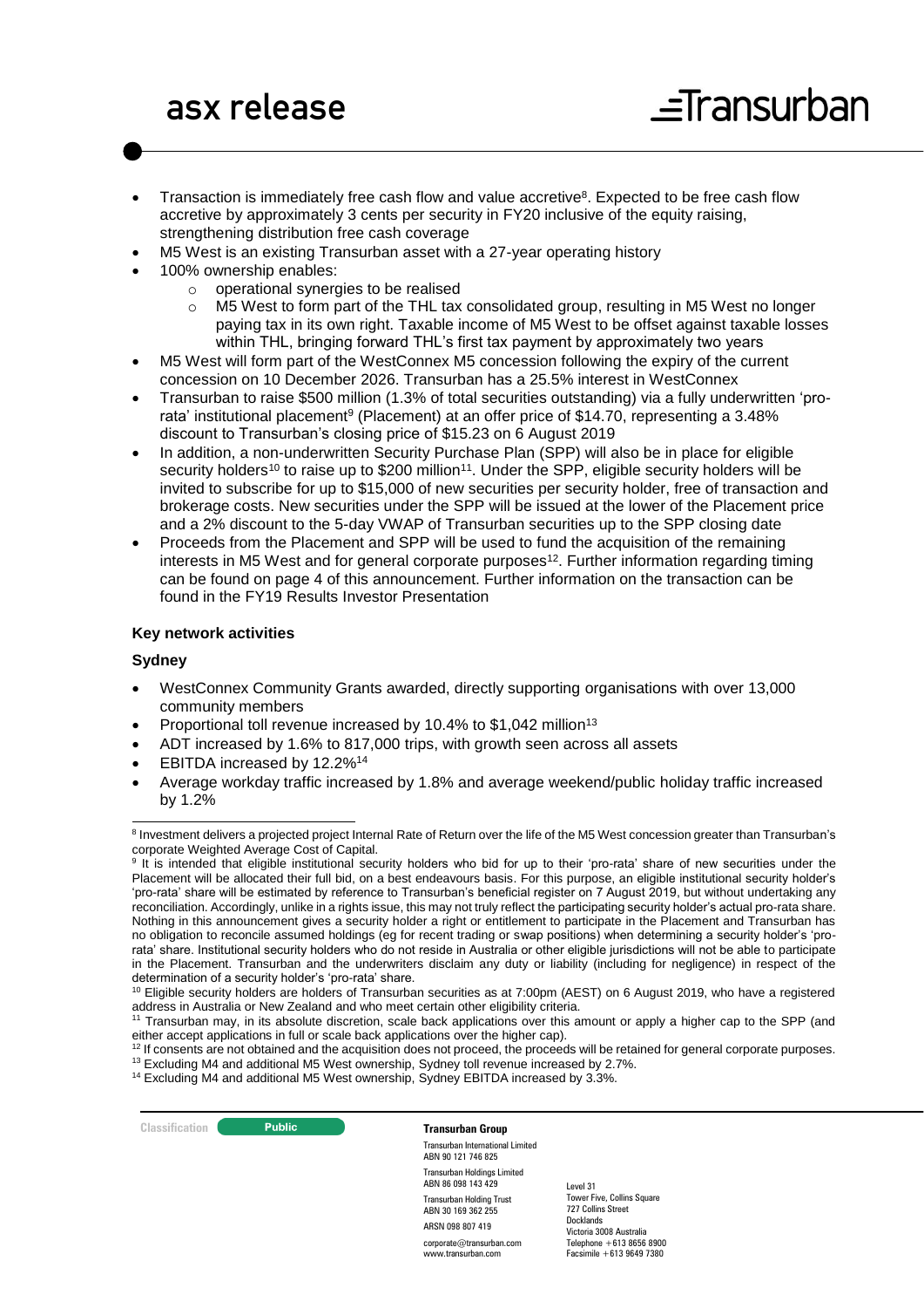- Transaction is immediately free cash flow and value accretive[8]. Expected to be free cash flow accretive by approximately 3 cents per security in FY20 inclusive of the equity raising, strengthening distribution free cash coverage
- M5 West is an existing Transurban asset with a 27-year operating history
- 100% ownership enables:
  - operational synergies to be realised
  - M5 West to form part of the THL tax consolidated group, resulting in M5 West no longer paying tax in its own right. Taxable income of M5 West to be offset against taxable losses within THL, bringing forward THL's first tax payment by approximately two years
- M5 West will form part of the WestConnex M5 concession following the expiry of the current concession on 10 December 2026. Transurban has a 25.5% interest in WestConnex
- Transurban to raise $500 million (1.3% of total securities outstanding) via a fully underwritten 'pro-rata' institutional placement[9] (Placement) at an offer price of $14.70, representing a 3.48% discount to Transurban's closing price of $15.23 on 6 August 2019
- In addition, a non-underwritten Security Purchase Plan (SPP) will also be in place for eligible security holders[10] to raise up to $200 million[11]. Under the SPP, eligible security holders will be invited to subscribe for up to $15,000 of new securities per security holder, free of transaction and brokerage costs. New securities under the SPP will be issued at the lower of the Placement price and a 2% discount to the 5-day VWAP of Transurban securities up to the SPP closing date
- Proceeds from the Placement and SPP will be used to fund the acquisition of the remaining interests in M5 West and for general corporate purposes[12]. Further information regarding timing can be found on page 4 of this announcement. Further information on the transaction can be found in the FY19 Results Investor Presentation

**Key network activities**

**Sydney**

- WestConnex Community Grants awarded, directly supporting organisations with over 13,000 community members
- Proportional toll revenue increased by 10.4% to $1,042 million[13]
- ADT increased by 1.6% to 817,000 trips, with growth seen across all assets
- EBITDA increased by 12.2%[14]
- Average workday traffic increased by 1.8% and average weekend/public holiday traffic increased by 1.2%

---

[8] Investment delivers a projected project Internal Rate of Return over the life of the M5 West concession greater than Transurban's corporate Weighted Average Cost of Capital.

[9] It is intended that eligible institutional security holders who bid for up to their 'pro-rata' share of new securities under the Placement will be allocated their full bid, on a best endeavours basis. For this purpose, an eligible institutional security holder's 'pro-rata' share will be estimated by reference to Transurban's beneficial register on 7 August 2019, but without undertaking any reconciliation. Accordingly, unlike in a rights issue, this may not truly reflect the participating security holder's actual pro-rata share. Nothing in this announcement gives a security holder a right or entitlement to participate in the Placement and Transurban has no obligation to reconcile assumed holdings (eg for recent trading or swap positions) when determining a security holder's 'pro-rata' share. Institutional security holders who do not reside in Australia or other eligible jurisdictions will not be able to participate in the Placement. Transurban and the underwriters disclaim any duty or liability (including for negligence) in respect of the determination of a security holder's 'pro-rata' share.

[10] Eligible security holders are holders of Transurban securities as at 7:00pm (AEST) on 6 August 2019, who have a registered address in Australia or New Zealand and who meet certain other eligibility criteria.

[11] Transurban may, in its absolute discretion, scale back applications over this amount or apply a higher cap to the SPP (and either accept applications in full or scale back applications over the higher cap).

[12] If consents are not obtained and the acquisition does not proceed, the proceeds will be retained for general corporate purposes.

[13] Excluding M4 and additional M5 West ownership, Sydney toll revenue increased by 2.7%.

[14] Excluding M4 and additional M5 West ownership, Sydney EBITDA increased by 3.3%.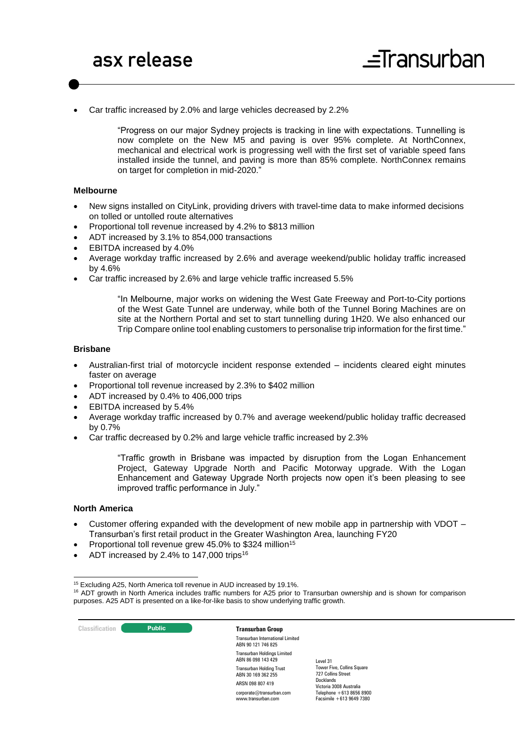- Car traffic increased by 2.0% and large vehicles decreased by 2.2%

> "Progress on our major Sydney projects is tracking in line with expectations. Tunnelling is now complete on the New M5 and paving is over 95% complete. At NorthConnex, mechanical and electrical work is progressing well with the first set of variable speed fans installed inside the tunnel, and paving is more than 85% complete. NorthConnex remains on target for completion in mid-2020."

**Melbourne**

- New signs installed on CityLink, providing drivers with travel-time data to make informed decisions on tolled or untolled route alternatives
- Proportional toll revenue increased by 4.2% to $813 million
- ADT increased by 3.1% to 854,000 transactions
- EBITDA increased by 4.0%
- Average workday traffic increased by 2.6% and average weekend/public holiday traffic increased by 4.6%
- Car traffic increased by 2.6% and large vehicle traffic increased 5.5%

> "In Melbourne, major works on widening the West Gate Freeway and Port-to-City portions of the West Gate Tunnel are underway, while both of the Tunnel Boring Machines are on site at the Northern Portal and set to start tunnelling during 1H20. We also enhanced our Trip Compare online tool enabling customers to personalise trip information for the first time."

**Brisbane**

- Australian-first trial of motorcycle incident response extended – incidents cleared eight minutes faster on average
- Proportional toll revenue increased by 2.3% to $402 million
- ADT increased by 0.4% to 406,000 trips
- EBITDA increased by 5.4%
- Average workday traffic increased by 0.7% and average weekend/public holiday traffic decreased by 0.7%
- Car traffic decreased by 0.2% and large vehicle traffic increased by 2.3%

> "Traffic growth in Brisbane was impacted by disruption from the Logan Enhancement Project, Gateway Upgrade North and Pacific Motorway upgrade. With the Logan Enhancement and Gateway Upgrade North projects now open it's been pleasing to see improved traffic performance in July."

**North America**

- Customer offering expanded with the development of new mobile app in partnership with VDOT – Transurban's first retail product in the Greater Washington Area, launching FY20
- Proportional toll revenue grew 45.0% to $324 million[15]
- ADT increased by 2.4% to 147,000 trips[16]

---

[15] Excluding A25, North America toll revenue in AUD increased by 19.1%.

[16] ADT growth in North America includes traffic numbers for A25 prior to Transurban ownership and is shown for comparison purposes. A25 ADT is presented on a like-for-like basis to show underlying traffic growth.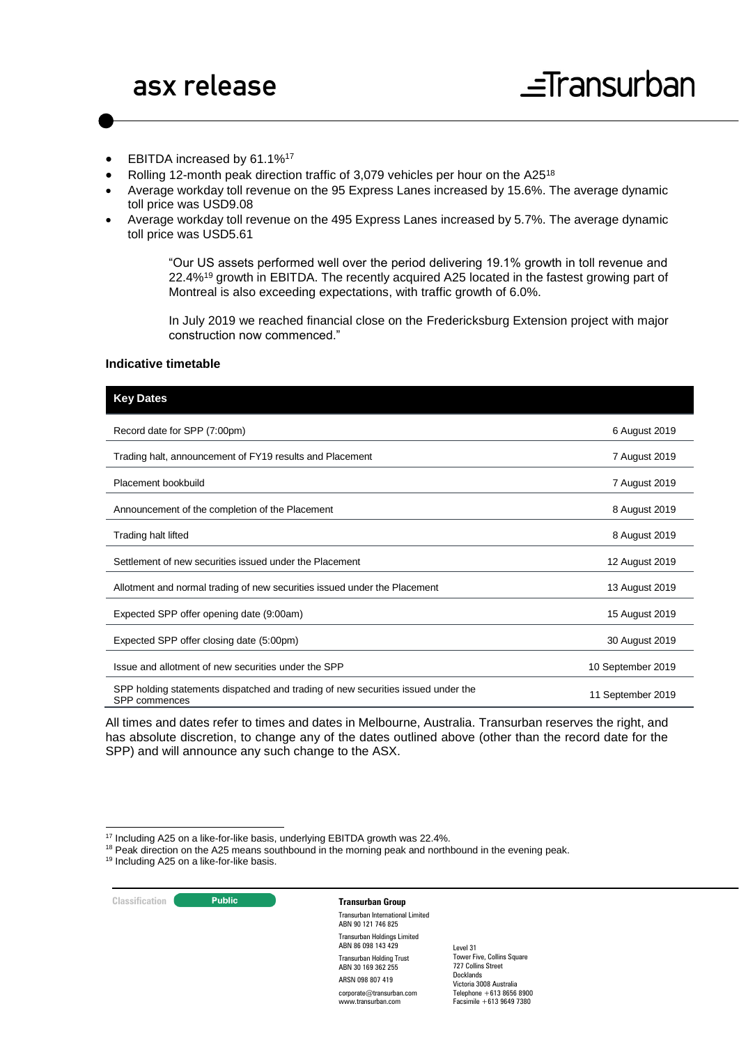- EBITDA increased by 61.1%[17]
- Rolling 12-month peak direction traffic of 3,079 vehicles per hour on the A25[18]
- Average workday toll revenue on the 95 Express Lanes increased by 15.6%. The average dynamic toll price was USD9.08
- Average workday toll revenue on the 495 Express Lanes increased by 5.7%. The average dynamic toll price was USD5.61

> "Our US assets performed well over the period delivering 19.1% growth in toll revenue and 22.4%[19] growth in EBITDA. The recently acquired A25 located in the fastest growing part of Montreal is also exceeding expectations, with traffic growth of 6.0%.
>
> In July 2019 we reached financial close on the Fredericksburg Extension project with major construction now commenced."

**Indicative timetable**

| Key Dates | |
|---|---|
| Record date for SPP (7:00pm) | 6 August 2019 |
| Trading halt, announcement of FY19 results and Placement | 7 August 2019 |
| Placement bookbuild | 7 August 2019 |
| Announcement of the completion of the Placement | 8 August 2019 |
| Trading halt lifted | 8 August 2019 |
| Settlement of new securities issued under the Placement | 12 August 2019 |
| Allotment and normal trading of new securities issued under the Placement | 13 August 2019 |
| Expected SPP offer opening date (9:00am) | 15 August 2019 |
| Expected SPP offer closing date (5:00pm) | 30 August 2019 |
| Issue and allotment of new securities under the SPP | 10 September 2019 |
| SPP holding statements dispatched and trading of new securities issued under the SPP commences | 11 September 2019 |

All times and dates refer to times and dates in Melbourne, Australia. Transurban reserves the right, and has absolute discretion, to change any of the dates outlined above (other than the record date for the SPP) and will announce any such change to the ASX.

[17] Including A25 on a like-for-like basis, underlying EBITDA growth was 22.4%.

[18] Peak direction on the A25 means southbound in the morning peak and northbound in the evening peak.

[19] Including A25 on a like-for-like basis.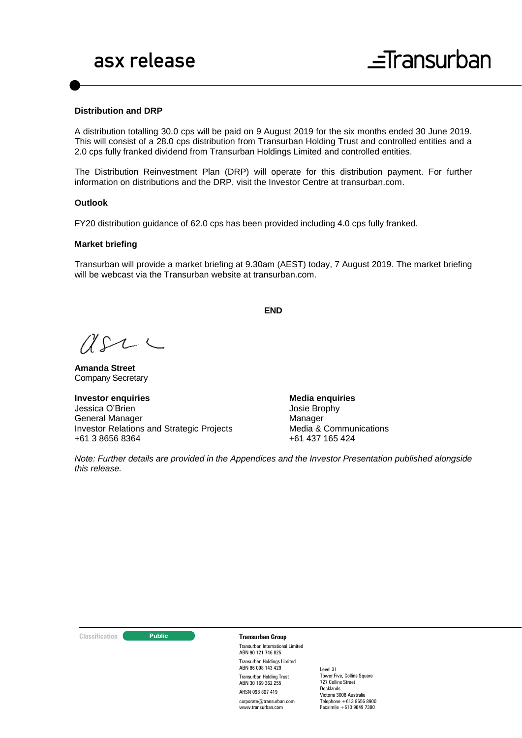**Distribution and DRP**

A distribution totalling 30.0 cps will be paid on 9 August 2019 for the six months ended 30 June 2019. This will consist of a 28.0 cps distribution from Transurban Holding Trust and controlled entities and a 2.0 cps fully franked dividend from Transurban Holdings Limited and controlled entities.

The Distribution Reinvestment Plan (DRP) will operate for this distribution payment. For further information on distributions and the DRP, visit the Investor Centre at transurban.com.

**Outlook**

FY20 distribution guidance of 62.0 cps has been provided including 4.0 cps fully franked.

**Market briefing**

Transurban will provide a market briefing at 9.30am (AEST) today, 7 August 2019. The market briefing will be webcast via the Transurban website at transurban.com.

**END**

**Amanda Street**
Company Secretary

**Investor enquiries**
Jessica O'Brien
General Manager
Investor Relations and Strategic Projects
+61 3 8656 8364

**Media enquiries**
Josie Brophy
Manager
Media & Communications
+61 437 165 424

*Note: Further details are provided in the Appendices and the Investor Presentation published alongside this release.*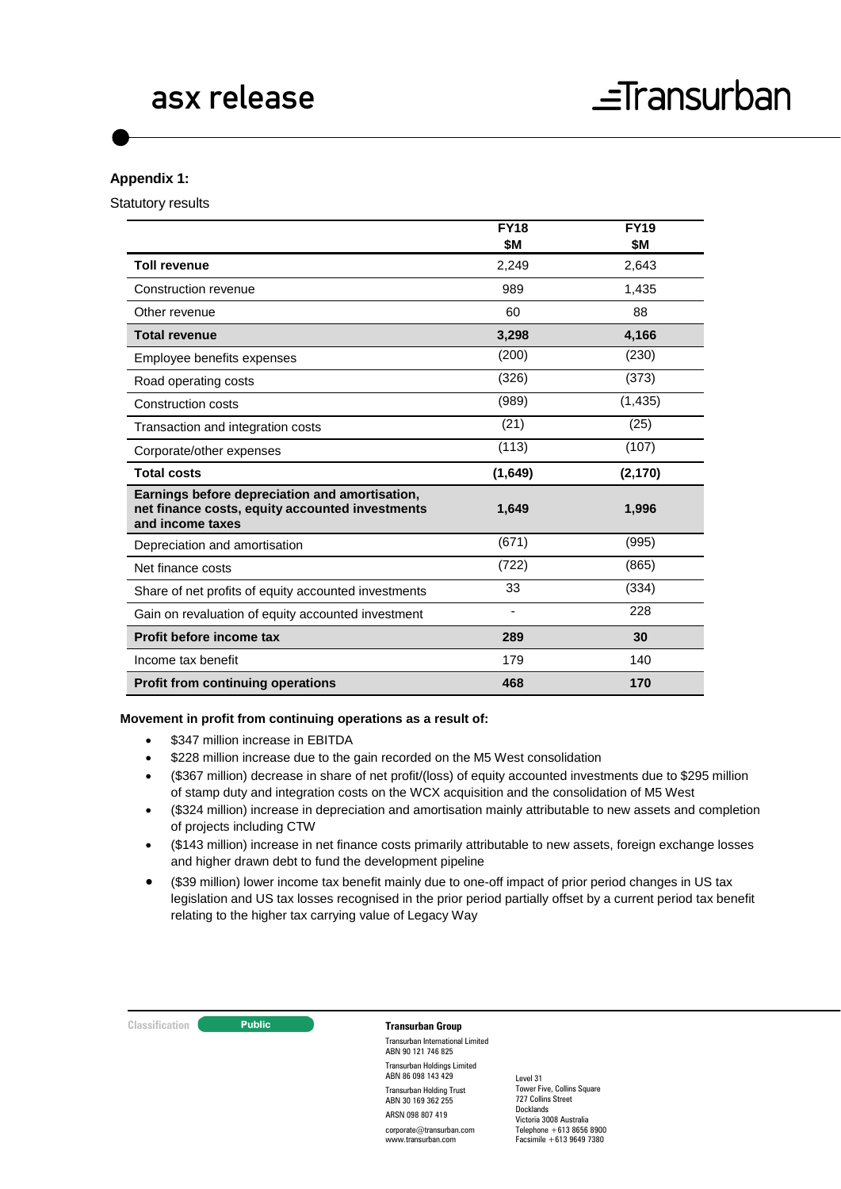**Appendix 1:**

Statutory results

| | FY18 $M | FY19 $M |
|---|---|---|
| **Toll revenue** | 2,249 | 2,643 |
| Construction revenue | 989 | 1,435 |
| Other revenue | 60 | 88 |
| **Total revenue** | **3,298** | **4,166** |
| Employee benefits expenses | (200) | (230) |
| Road operating costs | (326) | (373) |
| Construction costs | (989) | (1,435) |
| Transaction and integration costs | (21) | (25) |
| Corporate/other expenses | (113) | (107) |
| **Total costs** | **(1,649)** | **(2,170)** |
| **Earnings before depreciation and amortisation, net finance costs, equity accounted investments and income taxes** | **1,649** | **1,996** |
| Depreciation and amortisation | (671) | (995) |
| Net finance costs | (722) | (865) |
| Share of net profits of equity accounted investments | 33 | (334) |
| Gain on revaluation of equity accounted investment | - | 228 |
| **Profit before income tax** | **289** | **30** |
| Income tax benefit | 179 | 140 |
| **Profit from continuing operations** | **468** | **170** |

**Movement in profit from continuing operations as a result of:**

- $347 million increase in EBITDA
- $228 million increase due to the gain recorded on the M5 West consolidation
- ($367 million) decrease in share of net profit/(loss) of equity accounted investments due to $295 million of stamp duty and integration costs on the WCX acquisition and the consolidation of M5 West
- ($324 million) increase in depreciation and amortisation mainly attributable to new assets and completion of projects including CTW
- ($143 million) increase in net finance costs primarily attributable to new assets, foreign exchange losses and higher drawn debt to fund the development pipeline
- ($39 million) lower income tax benefit mainly due to one-off impact of prior period changes in US tax legislation and US tax losses recognised in the prior period partially offset by a current period tax benefit relating to the higher tax carrying value of Legacy Way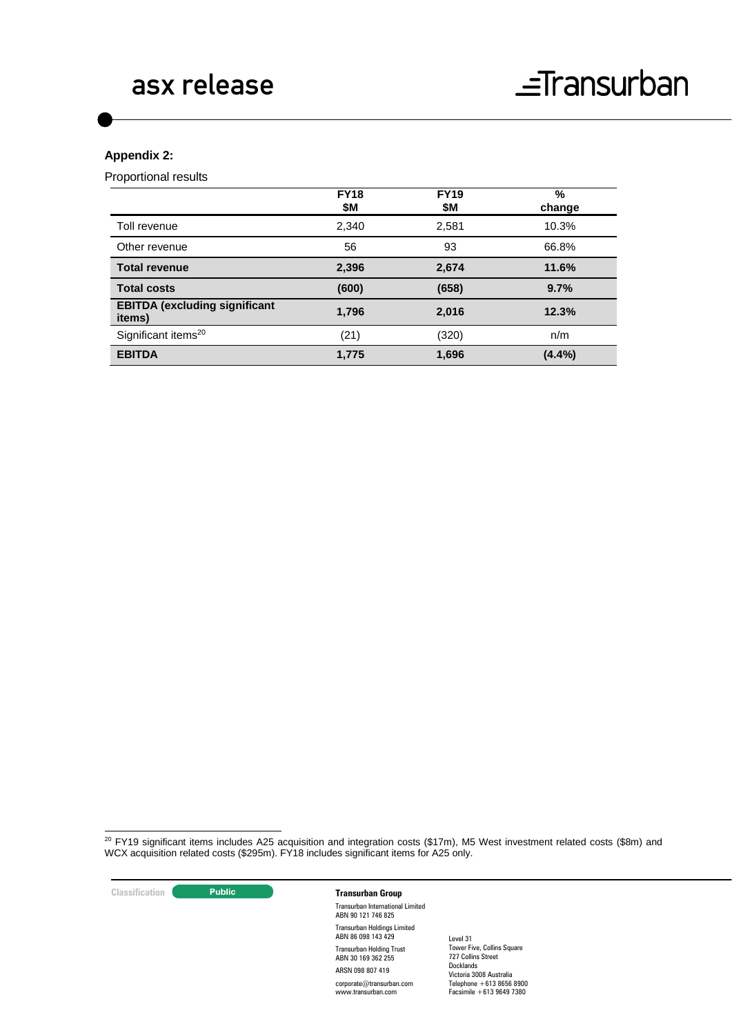**Appendix 2:**

Proportional results

| | FY18 $M | FY19 $M | % change |
|---|---|---|---|
| Toll revenue | 2,340 | 2,581 | 10.3% |
| Other revenue | 56 | 93 | 66.8% |
| **Total revenue** | **2,396** | **2,674** | **11.6%** |
| **Total costs** | **(600)** | **(658)** | **9.7%** |
| **EBITDA (excluding significant items)** | **1,796** | **2,016** | **12.3%** |
| Significant items[20] | (21) | (320) | n/m |
| **EBITDA** | **1,775** | **1,696** | **(4.4%)** |

[20] FY19 significant items includes A25 acquisition and integration costs ($17m), M5 West investment related costs ($8m) and WCX acquisition related costs ($295m). FY18 includes significant items for A25 only.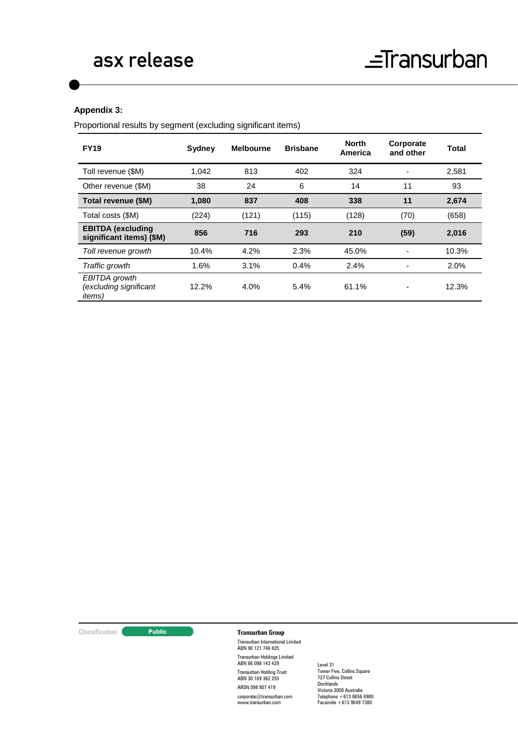**Appendix 3:**

Proportional results by segment (excluding significant items)

| FY19 | Sydney | Melbourne | Brisbane | North America | Corporate and other | Total |
|---|---|---|---|---|---|---|
| Toll revenue ($M) | 1,042 | 813 | 402 | 324 | - | 2,581 |
| Other revenue ($M) | 38 | 24 | 6 | 14 | 11 | 93 |
| **Total revenue ($M)** | **1,080** | **837** | **408** | **338** | **11** | **2,674** |
| Total costs ($M) | (224) | (121) | (115) | (128) | (70) | (658) |
| **EBITDA (excluding significant items) ($M)** | **856** | **716** | **293** | **210** | **(59)** | **2,016** |
| *Toll revenue growth* | 10.4% | 4.2% | 2.3% | 45.0% | - | 10.3% |
| *Traffic growth* | 1.6% | 3.1% | 0.4% | 2.4% | - | 2.0% |
| *EBITDA growth (excluding significant items)* | 12.2% | 4.0% | 5.4% | 61.1% | - | 12.3% |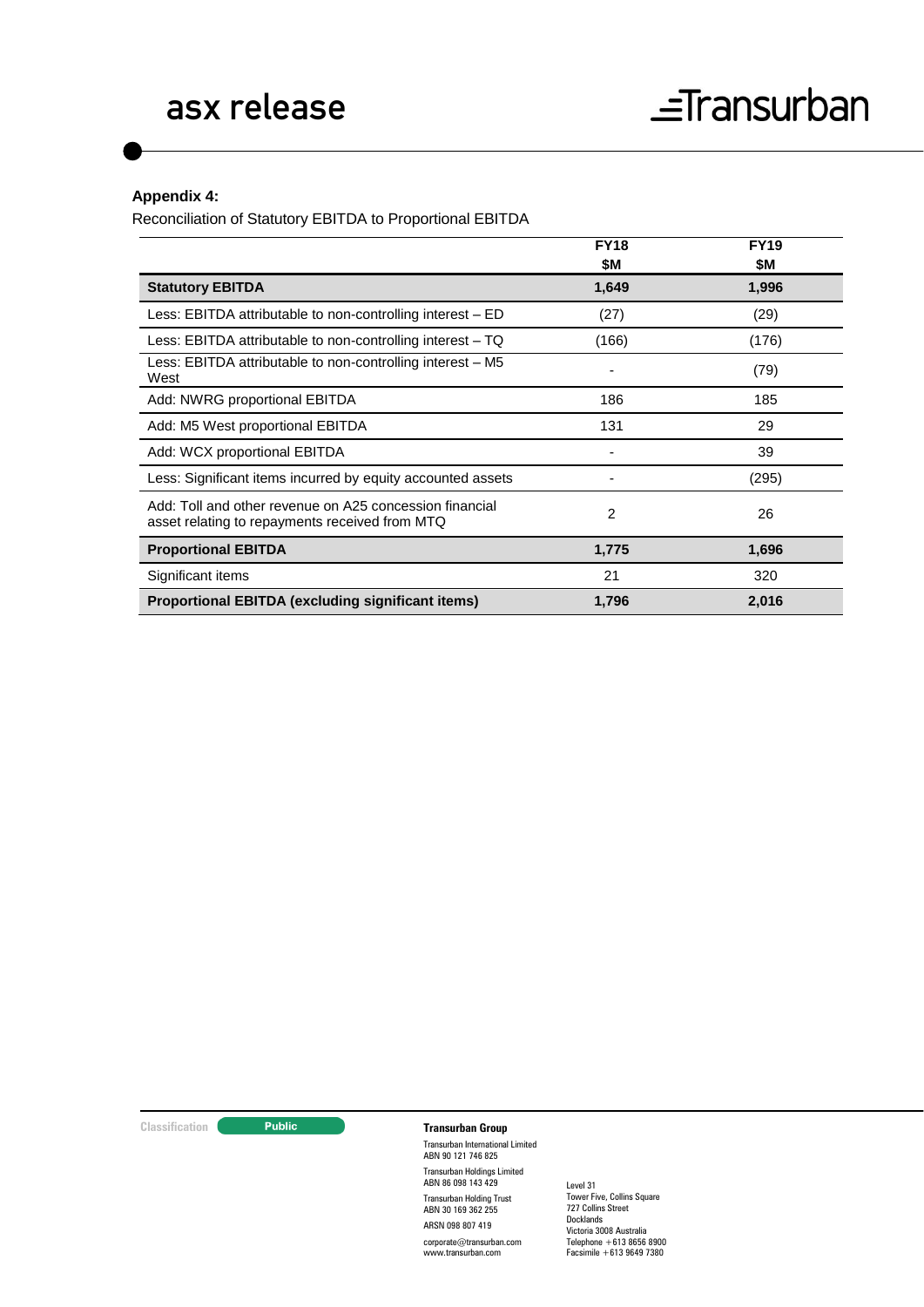**Appendix 4:**

Reconciliation of Statutory EBITDA to Proportional EBITDA

| | FY18 $M | FY19 $M |
|---|---|---|
| **Statutory EBITDA** | **1,649** | **1,996** |
| Less: EBITDA attributable to non-controlling interest – ED | (27) | (29) |
| Less: EBITDA attributable to non-controlling interest – TQ | (166) | (176) |
| Less: EBITDA attributable to non-controlling interest – M5 West | - | (79) |
| Add: NWRG proportional EBITDA | 186 | 185 |
| Add: M5 West proportional EBITDA | 131 | 29 |
| Add: WCX proportional EBITDA | - | 39 |
| Less: Significant items incurred by equity accounted assets | - | (295) |
| Add: Toll and other revenue on A25 concession financial asset relating to repayments received from MTQ | 2 | 26 |
| **Proportional EBITDA** | **1,775** | **1,696** |
| Significant items | 21 | 320 |
| **Proportional EBITDA (excluding significant items)** | **1,796** | **2,016** |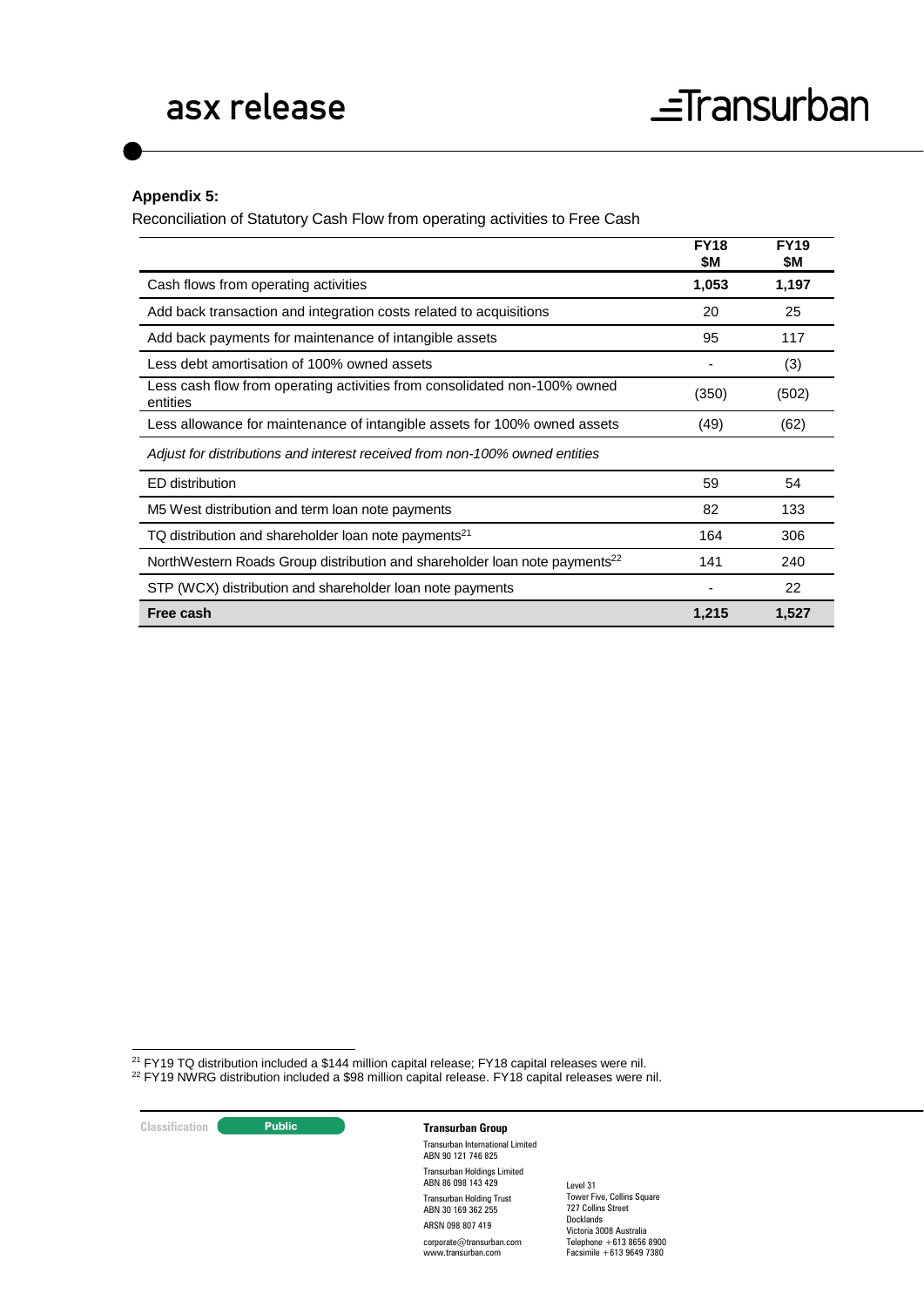**Appendix 5:**

Reconciliation of Statutory Cash Flow from operating activities to Free Cash

| | FY18 $M | FY19 $M |
|---|---|---|
| Cash flows from operating activities | **1,053** | **1,197** |
| Add back transaction and integration costs related to acquisitions | 20 | 25 |
| Add back payments for maintenance of intangible assets | 95 | 117 |
| Less debt amortisation of 100% owned assets | - | (3) |
| Less cash flow from operating activities from consolidated non-100% owned entities | (350) | (502) |
| Less allowance for maintenance of intangible assets for 100% owned assets | (49) | (62) |
| *Adjust for distributions and interest received from non-100% owned entities* | | |
| ED distribution | 59 | 54 |
| M5 West distribution and term loan note payments | 82 | 133 |
| TQ distribution and shareholder loan note payments[21] | 164 | 306 |
| NorthWestern Roads Group distribution and shareholder loan note payments[22] | 141 | 240 |
| STP (WCX) distribution and shareholder loan note payments | - | 22 |
| **Free cash** | **1,215** | **1,527** |

[21] FY19 TQ distribution included a $144 million capital release; FY18 capital releases were nil.

[22] FY19 NWRG distribution included a $98 million capital release. FY18 capital releases were nil.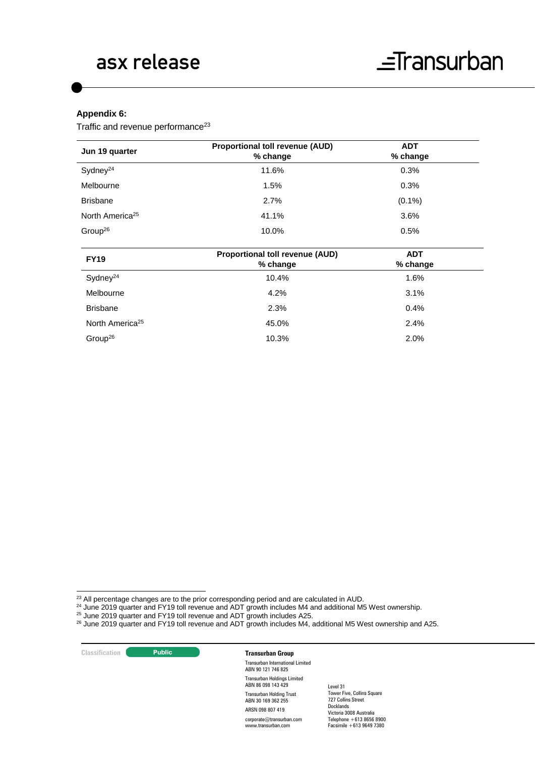**Appendix 6:**

Traffic and revenue performance[23]

| Jun 19 quarter | Proportional toll revenue (AUD) % change | ADT % change |
|---|---|---|
| Sydney[24] | 11.6% | 0.3% |
| Melbourne | 1.5% | 0.3% |
| Brisbane | 2.7% | (0.1%) |
| North America[25] | 41.1% | 3.6% |
| Group[26] | 10.0% | 0.5% |

| FY19 | Proportional toll revenue (AUD) % change | ADT % change |
|---|---|---|
| Sydney[24] | 10.4% | 1.6% |
| Melbourne | 4.2% | 3.1% |
| Brisbane | 2.3% | 0.4% |
| North America[25] | 45.0% | 2.4% |
| Group[26] | 10.3% | 2.0% |

[23] All percentage changes are to the prior corresponding period and are calculated in AUD.
[24] June 2019 quarter and FY19 toll revenue and ADT growth includes M4 and additional M5 West ownership.
[25] June 2019 quarter and FY19 toll revenue and ADT growth includes A25.
[26] June 2019 quarter and FY19 toll revenue and ADT growth includes M4, additional M5 West ownership and A25.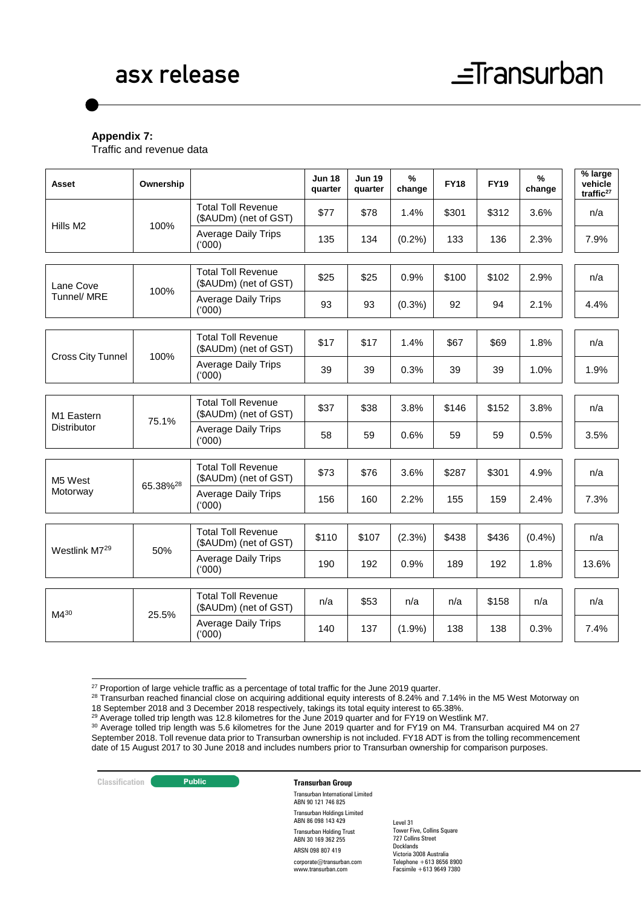**Appendix 7:**

Traffic and revenue data

| Asset | Ownership | | Jun 18 quarter | Jun 19 quarter | % change | FY18 | FY19 | % change | % large vehicle traffic[27] |
|---|---|---|---|---|---|---|---|---|---|
| Hills M2 | 100% | Total Toll Revenue ($AUDm) (net of GST) | $77 | $78 | 1.4% | $301 | $312 | 3.6% | n/a |
| | | Average Daily Trips ('000) | 135 | 134 | (0.2%) | 133 | 136 | 2.3% | 7.9% |
| Lane Cove Tunnel/ MRE | 100% | Total Toll Revenue ($AUDm) (net of GST) | $25 | $25 | 0.9% | $100 | $102 | 2.9% | n/a |
| | | Average Daily Trips ('000) | 93 | 93 | (0.3%) | 92 | 94 | 2.1% | 4.4% |
| Cross City Tunnel | 100% | Total Toll Revenue ($AUDm) (net of GST) | $17 | $17 | 1.4% | $67 | $69 | 1.8% | n/a |
| | | Average Daily Trips ('000) | 39 | 39 | 0.3% | 39 | 39 | 1.0% | 1.9% |
| M1 Eastern Distributor | 75.1% | Total Toll Revenue ($AUDm) (net of GST) | $37 | $38 | 3.8% | $146 | $152 | 3.8% | n/a |
| | | Average Daily Trips ('000) | 58 | 59 | 0.6% | 59 | 59 | 0.5% | 3.5% |
| M5 West Motorway | 65.38%[28] | Total Toll Revenue ($AUDm) (net of GST) | $73 | $76 | 3.6% | $287 | $301 | 4.9% | n/a |
| | | Average Daily Trips ('000) | 156 | 160 | 2.2% | 155 | 159 | 2.4% | 7.3% |
| Westlink M7[29] | 50% | Total Toll Revenue ($AUDm) (net of GST) | $110 | $107 | (2.3%) | $438 | $436 | (0.4%) | n/a |
| | | Average Daily Trips ('000) | 190 | 192 | 0.9% | 189 | 192 | 1.8% | 13.6% |
| M4[30] | 25.5% | Total Toll Revenue ($AUDm) (net of GST) | n/a | $53 | n/a | n/a | $158 | n/a | n/a |
| | | Average Daily Trips ('000) | 140 | 137 | (1.9%) | 138 | 138 | 0.3% | 7.4% |

[27] Proportion of large vehicle traffic as a percentage of total traffic for the June 2019 quarter.

[28] Transurban reached financial close on acquiring additional equity interests of 8.24% and 7.14% in the M5 West Motorway on 18 September 2018 and 3 December 2018 respectively, takings its total equity interest to 65.38%.

[29] Average tolled trip length was 12.8 kilometres for the June 2019 quarter and for FY19 on Westlink M7.

[30] Average tolled trip length was 5.6 kilometres for the June 2019 quarter and for FY19 on M4. Transurban acquired M4 on 27 September 2018. Toll revenue data prior to Transurban ownership is not included. FY18 ADT is from the tolling recommencement date of 15 August 2017 to 30 June 2018 and includes numbers prior to Transurban ownership for comparison purposes.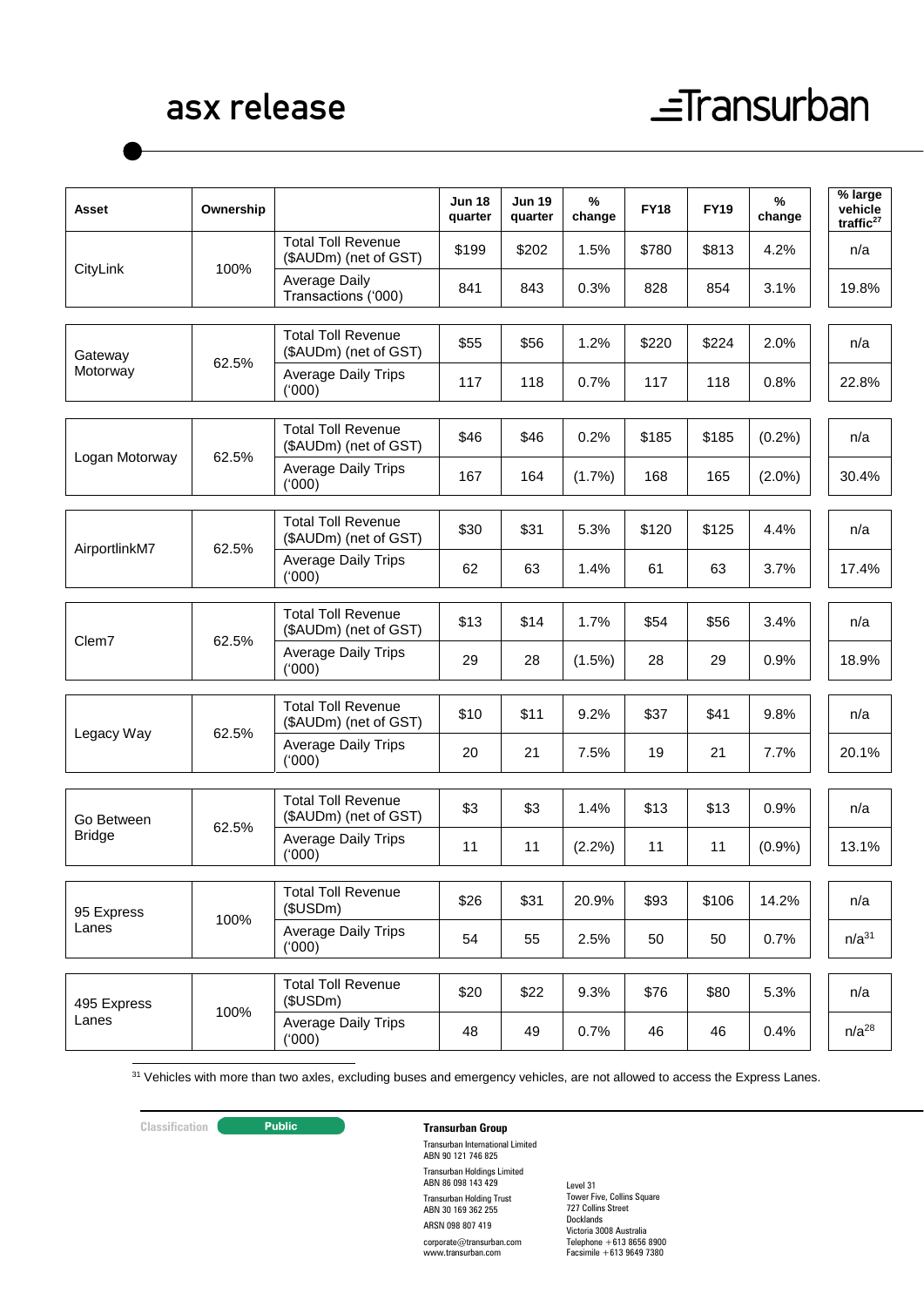| Asset | Ownership | | Jun 18 quarter | Jun 19 quarter | % change | FY18 | FY19 | % change | % large vehicle traffic[27] |
|---|---|---|---|---|---|---|---|---|---|
| CityLink | 100% | Total Toll Revenue ($AUDm) (net of GST) | $199 | $202 | 1.5% | $780 | $813 | 4.2% | n/a |
| | | Average Daily Transactions ('000) | 841 | 843 | 0.3% | 828 | 854 | 3.1% | 19.8% |
| Gateway Motorway | 62.5% | Total Toll Revenue ($AUDm) (net of GST) | $55 | $56 | 1.2% | $220 | $224 | 2.0% | n/a |
| | | Average Daily Trips ('000) | 117 | 118 | 0.7% | 117 | 118 | 0.8% | 22.8% |
| Logan Motorway | 62.5% | Total Toll Revenue ($AUDm) (net of GST) | $46 | $46 | 0.2% | $185 | $185 | (0.2%) | n/a |
| | | Average Daily Trips ('000) | 167 | 164 | (1.7%) | 168 | 165 | (2.0%) | 30.4% |
| AirportlinkM7 | 62.5% | Total Toll Revenue ($AUDm) (net of GST) | $30 | $31 | 5.3% | $120 | $125 | 4.4% | n/a |
| | | Average Daily Trips ('000) | 62 | 63 | 1.4% | 61 | 63 | 3.7% | 17.4% |
| Clem7 | 62.5% | Total Toll Revenue ($AUDm) (net of GST) | $13 | $14 | 1.7% | $54 | $56 | 3.4% | n/a |
| | | Average Daily Trips ('000) | 29 | 28 | (1.5%) | 28 | 29 | 0.9% | 18.9% |
| Legacy Way | 62.5% | Total Toll Revenue ($AUDm) (net of GST) | $10 | $11 | 9.2% | $37 | $41 | 9.8% | n/a |
| | | Average Daily Trips ('000) | 20 | 21 | 7.5% | 19 | 21 | 7.7% | 20.1% |
| Go Between Bridge | 62.5% | Total Toll Revenue ($AUDm) (net of GST) | $3 | $3 | 1.4% | $13 | $13 | 0.9% | n/a |
| | | Average Daily Trips ('000) | 11 | 11 | (2.2%) | 11 | 11 | (0.9%) | 13.1% |
| 95 Express Lanes | 100% | Total Toll Revenue ($USDm) | $26 | $31 | 20.9% | $93 | $106 | 14.2% | n/a |
| | | Average Daily Trips ('000) | 54 | 55 | 2.5% | 50 | 50 | 0.7% | n/a[31] |
| 495 Express Lanes | 100% | Total Toll Revenue ($USDm) | $20 | $22 | 9.3% | $76 | $80 | 5.3% | n/a |
| | | Average Daily Trips ('000) | 48 | 49 | 0.7% | 46 | 46 | 0.4% | n/a[28] |

[31] Vehicles with more than two axles, excluding buses and emergency vehicles, are not allowed to access the Express Lanes.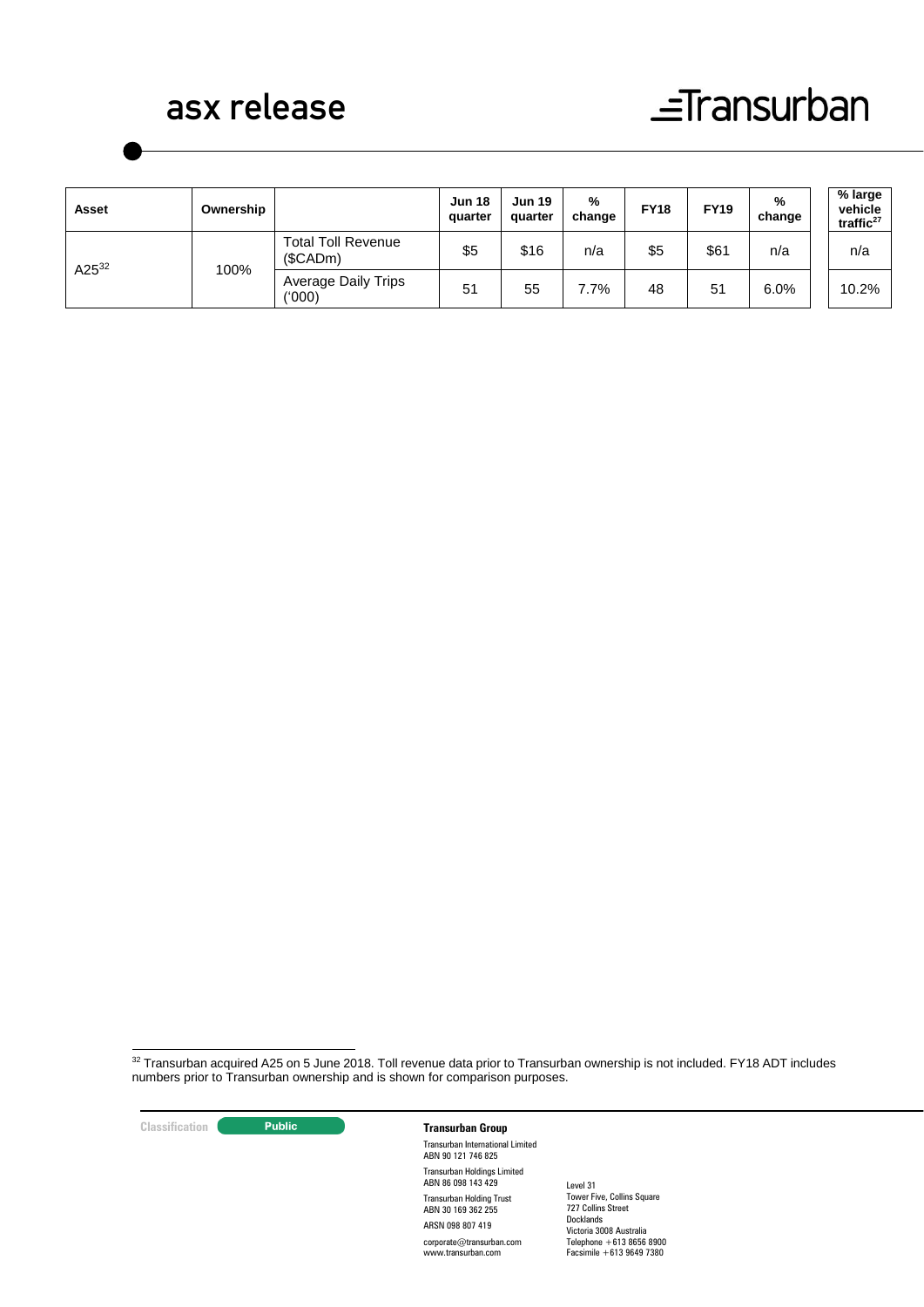| Asset | Ownership | | Jun 18 quarter | Jun 19 quarter | % change | FY18 | FY19 | % change | % large vehicle traffic[27] |
|---|---|---|---|---|---|---|---|---|---|
| A25[32] | 100% | Total Toll Revenue ($CADm) | $5 | $16 | n/a | $5 | $61 | n/a | n/a |
| | | Average Daily Trips ('000) | 51 | 55 | 7.7% | 48 | 51 | 6.0% | 10.2% |

[32] Transurban acquired A25 on 5 June 2018. Toll revenue data prior to Transurban ownership is not included. FY18 ADT includes numbers prior to Transurban ownership and is shown for comparison purposes.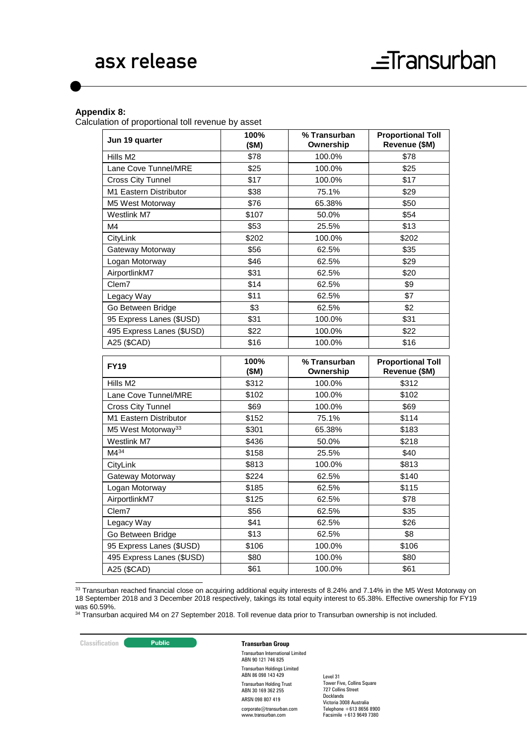**Appendix 8:**

Calculation of proportional toll revenue by asset

| Jun 19 quarter | 100% ($M) | % Transurban Ownership | Proportional Toll Revenue ($M) |
|---|---|---|---|
| Hills M2 | $78 | 100.0% | $78 |
| Lane Cove Tunnel/MRE | $25 | 100.0% | $25 |
| Cross City Tunnel | $17 | 100.0% | $17 |
| M1 Eastern Distributor | $38 | 75.1% | $29 |
| M5 West Motorway | $76 | 65.38% | $50 |
| Westlink M7 | $107 | 50.0% | $54 |
| M4 | $53 | 25.5% | $13 |
| CityLink | $202 | 100.0% | $202 |
| Gateway Motorway | $56 | 62.5% | $35 |
| Logan Motorway | $46 | 62.5% | $29 |
| AirportlinkM7 | $31 | 62.5% | $20 |
| Clem7 | $14 | 62.5% | $9 |
| Legacy Way | $11 | 62.5% | $7 |
| Go Between Bridge | $3 | 62.5% | $2 |
| 95 Express Lanes ($USD) | $31 | 100.0% | $31 |
| 495 Express Lanes ($USD) | $22 | 100.0% | $22 |
| A25 ($CAD) | $16 | 100.0% | $16 |

| FY19 | 100% ($M) | % Transurban Ownership | Proportional Toll Revenue ($M) |
|---|---|---|---|
| Hills M2 | $312 | 100.0% | $312 |
| Lane Cove Tunnel/MRE | $102 | 100.0% | $102 |
| Cross City Tunnel | $69 | 100.0% | $69 |
| M1 Eastern Distributor | $152 | 75.1% | $114 |
| M5 West Motorway[33] | $301 | 65.38% | $183 |
| Westlink M7 | $436 | 50.0% | $218 |
| M4[34] | $158 | 25.5% | $40 |
| CityLink | $813 | 100.0% | $813 |
| Gateway Motorway | $224 | 62.5% | $140 |
| Logan Motorway | $185 | 62.5% | $115 |
| AirportlinkM7 | $125 | 62.5% | $78 |
| Clem7 | $56 | 62.5% | $35 |
| Legacy Way | $41 | 62.5% | $26 |
| Go Between Bridge | $13 | 62.5% | $8 |
| 95 Express Lanes ($USD) | $106 | 100.0% | $106 |
| 495 Express Lanes ($USD) | $80 | 100.0% | $80 |
| A25 ($CAD) | $61 | 100.0% | $61 |

[33] Transurban reached financial close on acquiring additional equity interests of 8.24% and 7.14% in the M5 West Motorway on 18 September 2018 and 3 December 2018 respectively, takings its total equity interest to 65.38%. Effective ownership for FY19 was 60.59%.

[34] Transurban acquired M4 on 27 September 2018. Toll revenue data prior to Transurban ownership is not included.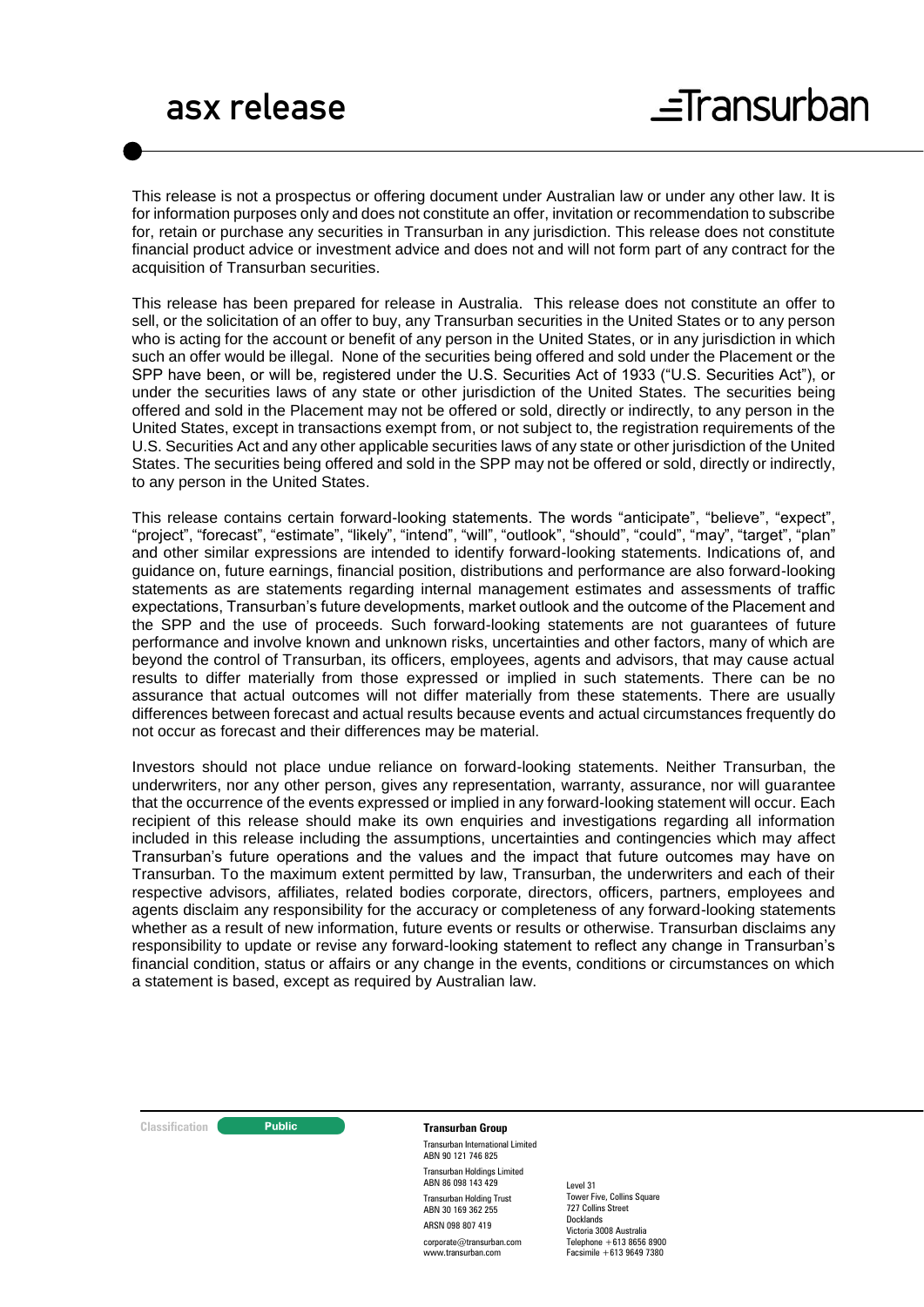This release is not a prospectus or offering document under Australian law or under any other law. It is for information purposes only and does not constitute an offer, invitation or recommendation to subscribe for, retain or purchase any securities in Transurban in any jurisdiction. This release does not constitute financial product advice or investment advice and does not and will not form part of any contract for the acquisition of Transurban securities.

This release has been prepared for release in Australia. This release does not constitute an offer to sell, or the solicitation of an offer to buy, any Transurban securities in the United States or to any person who is acting for the account or benefit of any person in the United States, or in any jurisdiction in which such an offer would be illegal. None of the securities being offered and sold under the Placement or the SPP have been, or will be, registered under the U.S. Securities Act of 1933 ("U.S. Securities Act"), or under the securities laws of any state or other jurisdiction of the United States. The securities being offered and sold in the Placement may not be offered or sold, directly or indirectly, to any person in the United States, except in transactions exempt from, or not subject to, the registration requirements of the U.S. Securities Act and any other applicable securities laws of any state or other jurisdiction of the United States. The securities being offered and sold in the SPP may not be offered or sold, directly or indirectly, to any person in the United States.

This release contains certain forward-looking statements. The words "anticipate", "believe", "expect", "project", "forecast", "estimate", "likely", "intend", "will", "outlook", "should", "could", "may", "target", "plan" and other similar expressions are intended to identify forward-looking statements. Indications of, and guidance on, future earnings, financial position, distributions and performance are also forward-looking statements as are statements regarding internal management estimates and assessments of traffic expectations, Transurban's future developments, market outlook and the outcome of the Placement and the SPP and the use of proceeds. Such forward-looking statements are not guarantees of future performance and involve known and unknown risks, uncertainties and other factors, many of which are beyond the control of Transurban, its officers, employees, agents and advisors, that may cause actual results to differ materially from those expressed or implied in such statements. There can be no assurance that actual outcomes will not differ materially from these statements. There are usually differences between forecast and actual results because events and actual circumstances frequently do not occur as forecast and their differences may be material.

Investors should not place undue reliance on forward-looking statements. Neither Transurban, the underwriters, nor any other person, gives any representation, warranty, assurance, nor will guarantee that the occurrence of the events expressed or implied in any forward-looking statement will occur. Each recipient of this release should make its own enquiries and investigations regarding all information included in this release including the assumptions, uncertainties and contingencies which may affect Transurban's future operations and the values and the impact that future outcomes may have on Transurban. To the maximum extent permitted by law, Transurban, the underwriters and each of their respective advisors, affiliates, related bodies corporate, directors, officers, partners, employees and agents disclaim any responsibility for the accuracy or completeness of any forward-looking statements whether as a result of new information, future events or results or otherwise. Transurban disclaims any responsibility to update or revise any forward-looking statement to reflect any change in Transurban's financial condition, status or affairs or any change in the events, conditions or circumstances on which a statement is based, except as required by Australian law.